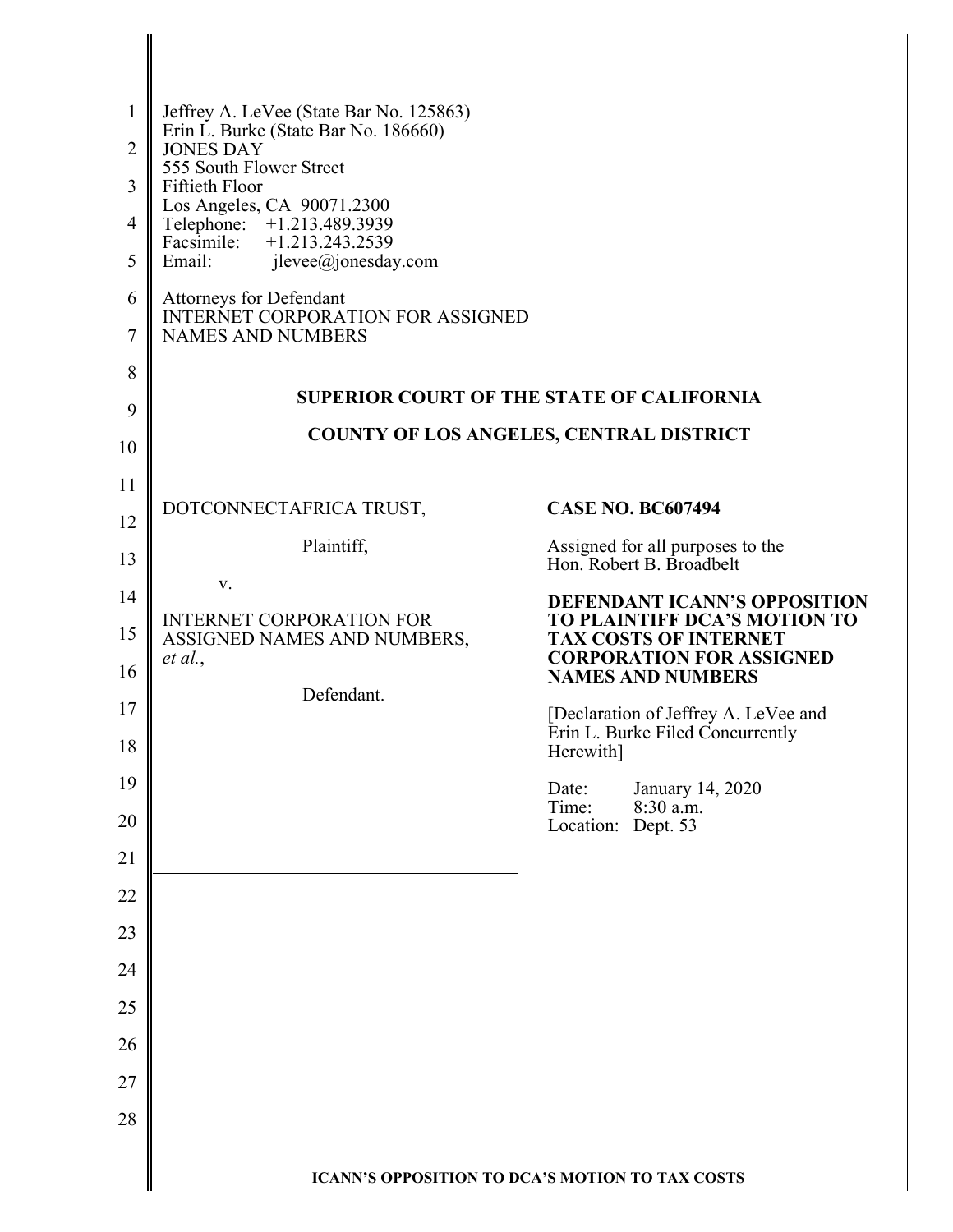Jeffrey A. LeVee (State Bar No. 125863)
Erin L. Burke (State Bar No. 186660)
JONES DAY
555 South Flower Street
Fiftieth Floor
Los Angeles, CA 90071.2300
Telephone: +1.213.489.3939
Facsimile: +1.213.243.2539
Email: jlevee@jonesday.com

Attorneys for Defendant
INTERNET CORPORATION FOR ASSIGNED NAMES AND NUMBERS

**SUPERIOR COURT OF THE STATE OF CALIFORNIA**

**COUNTY OF LOS ANGELES, CENTRAL DISTRICT**

DOTCONNECTAFRICA TRUST,

Plaintiff,

v.

INTERNET CORPORATION FOR ASSIGNED NAMES AND NUMBERS, *et al.*,

Defendant.

**CASE NO. BC607494**

Assigned for all purposes to the Hon. Robert B. Broadbelt

**DEFENDANT ICANN'S OPPOSITION TO PLAINTIFF DCA'S MOTION TO TAX COSTS OF INTERNET CORPORATION FOR ASSIGNED NAMES AND NUMBERS**

[Declaration of Jeffrey A. LeVee and Erin L. Burke Filed Concurrently Herewith]

Date: January 14, 2020
Time: 8:30 a.m.
Location: Dept. 53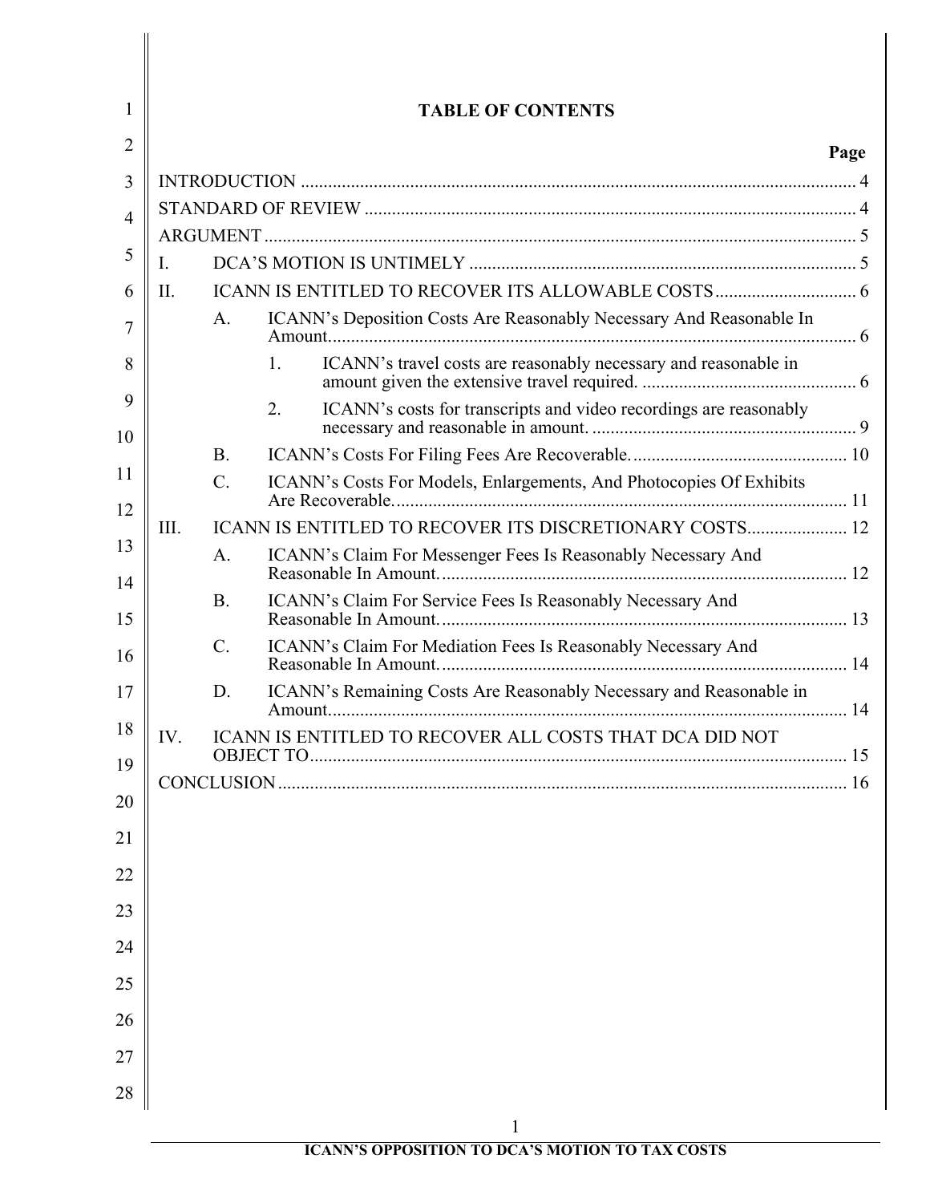# TABLE OF CONTENTS

| | Page |
|---|---|
| INTRODUCTION | 4 |
| STANDARD OF REVIEW | 4 |
| ARGUMENT | 5 |
| I. DCA'S MOTION IS UNTIMELY | 5 |
| II. ICANN IS ENTITLED TO RECOVER ITS ALLOWABLE COSTS | 6 |
| A. ICANN's Deposition Costs Are Reasonably Necessary And Reasonable In Amount. | 6 |
| 1. ICANN's travel costs are reasonably necessary and reasonable in amount given the extensive travel required. | 6 |
| 2. ICANN's costs for transcripts and video recordings are reasonably necessary and reasonable in amount. | 9 |
| B. ICANN's Costs For Filing Fees Are Recoverable. | 10 |
| C. ICANN's Costs For Models, Enlargements, And Photocopies Of Exhibits Are Recoverable. | 11 |
| III. ICANN IS ENTITLED TO RECOVER ITS DISCRETIONARY COSTS | 12 |
| A. ICANN's Claim For Messenger Fees Is Reasonably Necessary And Reasonable In Amount. | 12 |
| B. ICANN's Claim For Service Fees Is Reasonably Necessary And Reasonable In Amount. | 13 |
| C. ICANN's Claim For Mediation Fees Is Reasonably Necessary And Reasonable In Amount. | 14 |
| D. ICANN's Remaining Costs Are Reasonably Necessary and Reasonable in Amount. | 14 |
| IV. ICANN IS ENTITLED TO RECOVER ALL COSTS THAT DCA DID NOT OBJECT TO | 15 |
| CONCLUSION | 16 |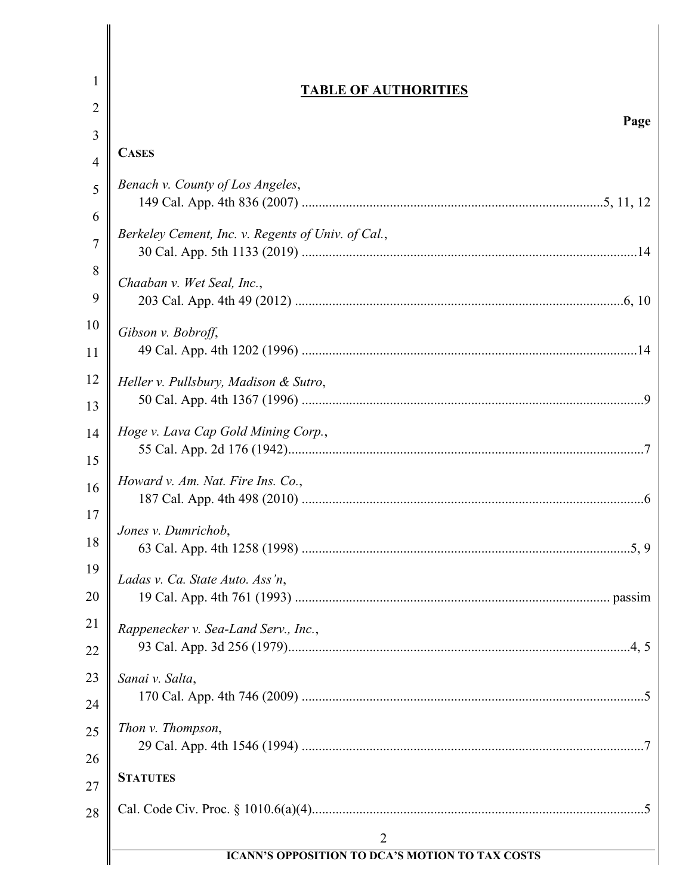## TABLE OF AUTHORITIES

**Page**

**CASES**

*Benach v. County of Los Angeles*,
149 Cal. App. 4th 836 (2007) ........................................................................................5, 11, 12

*Berkeley Cement, Inc. v. Regents of Univ. of Cal.*,
30 Cal. App. 5th 1133 (2019) ..................................................................................................14

*Chaaban v. Wet Seal, Inc.*,
203 Cal. App. 4th 49 (2012) ..................................................................................................6, 10

*Gibson v. Bobroff*,
49 Cal. App. 4th 1202 (1996) ..................................................................................................14

*Heller v. Pullsbury, Madison & Sutro*,
50 Cal. App. 4th 1367 (1996) ....................................................................................................9

*Hoge v. Lava Cap Gold Mining Corp.*,
55 Cal. App. 2d 176 (1942).......................................................................................................7

*Howard v. Am. Nat. Fire Ins. Co.*,
187 Cal. App. 4th 498 (2010) ....................................................................................................6

*Jones v. Dumrichob*,
63 Cal. App. 4th 1258 (1998) .................................................................................................5, 9

*Ladas v. Ca. State Auto. Ass'n*,
19 Cal. App. 4th 761 (1993) ............................................................................................ passim

*Rappenecker v. Sea-Land Serv., Inc.*,
93 Cal. App. 3d 256 (1979)....................................................................................................4, 5

*Sanai v. Salta*,
170 Cal. App. 4th 746 (2009) ....................................................................................................5

*Thon v. Thompson*,
29 Cal. App. 4th 1546 (1994) ....................................................................................................7

**STATUTES**

Cal. Code Civ. Proc. § 1010.6(a)(4)................................................................................................5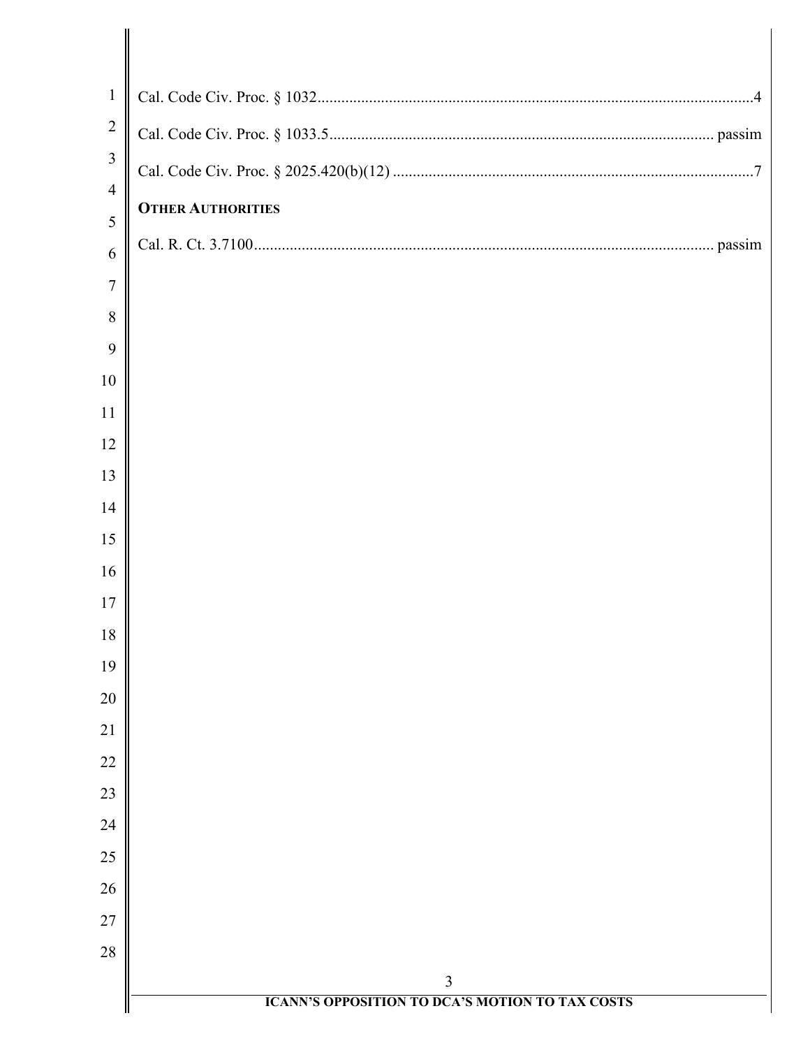Cal. Code Civ. Proc. § 1032 .......... 4

Cal. Code Civ. Proc. § 1033.5 .......... passim

Cal. Code Civ. Proc. § 2025.420(b)(12) .......... 7

**OTHER AUTHORITIES**

Cal. R. Ct. 3.7100 .......... passim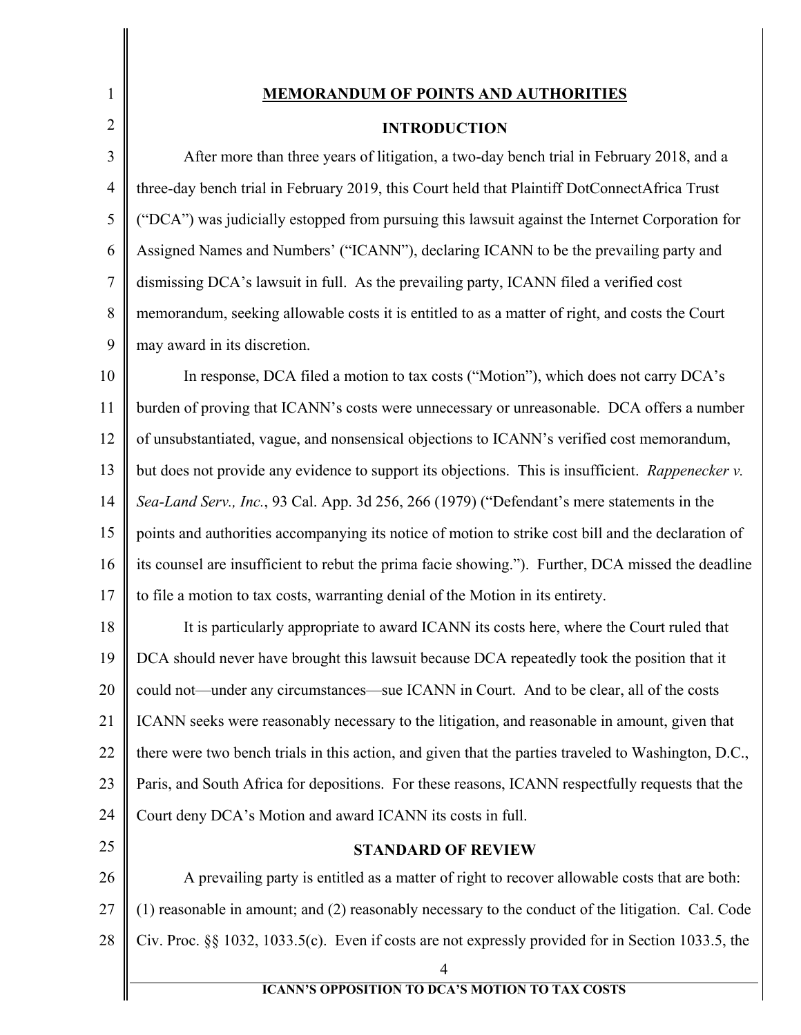## MEMORANDUM OF POINTS AND AUTHORITIES

### INTRODUCTION

After more than three years of litigation, a two-day bench trial in February 2018, and a three-day bench trial in February 2019, this Court held that Plaintiff DotConnectAfrica Trust ("DCA") was judicially estopped from pursuing this lawsuit against the Internet Corporation for Assigned Names and Numbers' ("ICANN"), declaring ICANN to be the prevailing party and dismissing DCA's lawsuit in full. As the prevailing party, ICANN filed a verified cost memorandum, seeking allowable costs it is entitled to as a matter of right, and costs the Court may award in its discretion.

In response, DCA filed a motion to tax costs ("Motion"), which does not carry DCA's burden of proving that ICANN's costs were unnecessary or unreasonable. DCA offers a number of unsubstantiated, vague, and nonsensical objections to ICANN's verified cost memorandum, but does not provide any evidence to support its objections. This is insufficient. *Rappenecker v. Sea-Land Serv., Inc.*, 93 Cal. App. 3d 256, 266 (1979) ("Defendant's mere statements in the points and authorities accompanying its notice of motion to strike cost bill and the declaration of its counsel are insufficient to rebut the prima facie showing."). Further, DCA missed the deadline to file a motion to tax costs, warranting denial of the Motion in its entirety.

It is particularly appropriate to award ICANN its costs here, where the Court ruled that DCA should never have brought this lawsuit because DCA repeatedly took the position that it could not—under any circumstances—sue ICANN in Court. And to be clear, all of the costs ICANN seeks were reasonably necessary to the litigation, and reasonable in amount, given that there were two bench trials in this action, and given that the parties traveled to Washington, D.C., Paris, and South Africa for depositions. For these reasons, ICANN respectfully requests that the Court deny DCA's Motion and award ICANN its costs in full.

### STANDARD OF REVIEW

A prevailing party is entitled as a matter of right to recover allowable costs that are both: (1) reasonable in amount; and (2) reasonably necessary to the conduct of the litigation. Cal. Code Civ. Proc. §§ 1032, 1033.5(c). Even if costs are not expressly provided for in Section 1033.5, the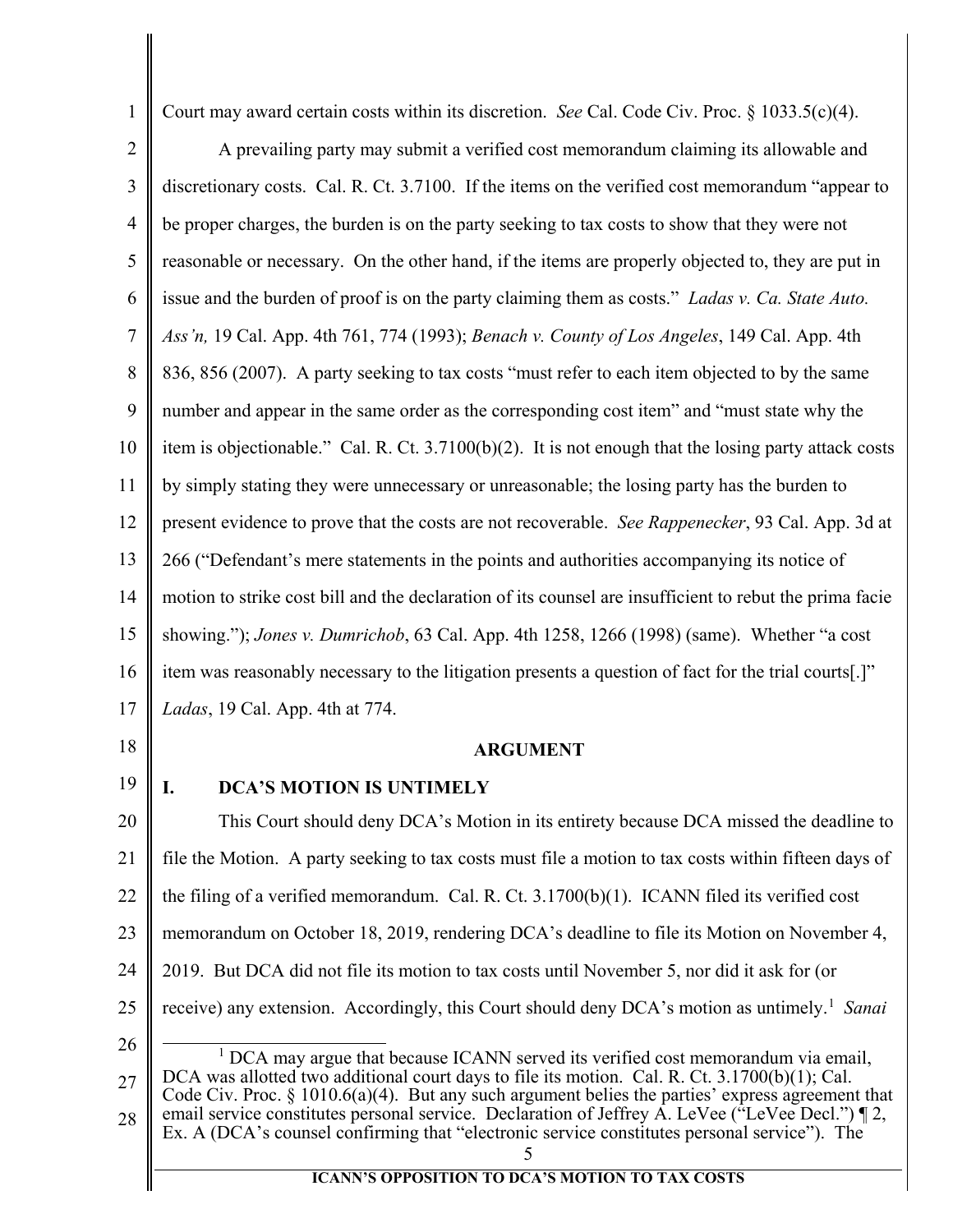Court may award certain costs within its discretion. *See* Cal. Code Civ. Proc. § 1033.5(c)(4).

A prevailing party may submit a verified cost memorandum claiming its allowable and discretionary costs. Cal. R. Ct. 3.7100. If the items on the verified cost memorandum "appear to be proper charges, the burden is on the party seeking to tax costs to show that they were not reasonable or necessary. On the other hand, if the items are properly objected to, they are put in issue and the burden of proof is on the party claiming them as costs." *Ladas v. Ca. State Auto. Ass'n,* 19 Cal. App. 4th 761, 774 (1993); *Benach v. County of Los Angeles*, 149 Cal. App. 4th 836, 856 (2007). A party seeking to tax costs "must refer to each item objected to by the same number and appear in the same order as the corresponding cost item" and "must state why the item is objectionable." Cal. R. Ct. 3.7100(b)(2). It is not enough that the losing party attack costs by simply stating they were unnecessary or unreasonable; the losing party has the burden to present evidence to prove that the costs are not recoverable. *See Rappenecker*, 93 Cal. App. 3d at 266 ("Defendant's mere statements in the points and authorities accompanying its notice of motion to strike cost bill and the declaration of its counsel are insufficient to rebut the prima facie showing."); *Jones v. Dumrichob*, 63 Cal. App. 4th 1258, 1266 (1998) (same). Whether "a cost item was reasonably necessary to the litigation presents a question of fact for the trial courts[.]" *Ladas*, 19 Cal. App. 4th at 774.

## ARGUMENT

### I. DCA'S MOTION IS UNTIMELY

This Court should deny DCA's Motion in its entirety because DCA missed the deadline to file the Motion. A party seeking to tax costs must file a motion to tax costs within fifteen days of the filing of a verified memorandum. Cal. R. Ct. 3.1700(b)(1). ICANN filed its verified cost memorandum on October 18, 2019, rendering DCA's deadline to file its Motion on November 4, 2019. But DCA did not file its motion to tax costs until November 5, nor did it ask for (or receive) any extension. Accordingly, this Court should deny DCA's motion as untimely.[1] *Sanai*

[1] DCA may argue that because ICANN served its verified cost memorandum via email, DCA was allotted two additional court days to file its motion. Cal. R. Ct. 3.1700(b)(1); Cal. Code Civ. Proc. § 1010.6(a)(4). But any such argument belies the parties' express agreement that email service constitutes personal service. Declaration of Jeffrey A. LeVee ("LeVee Decl.") ¶ 2, Ex. A (DCA's counsel confirming that "electronic service constitutes personal service"). The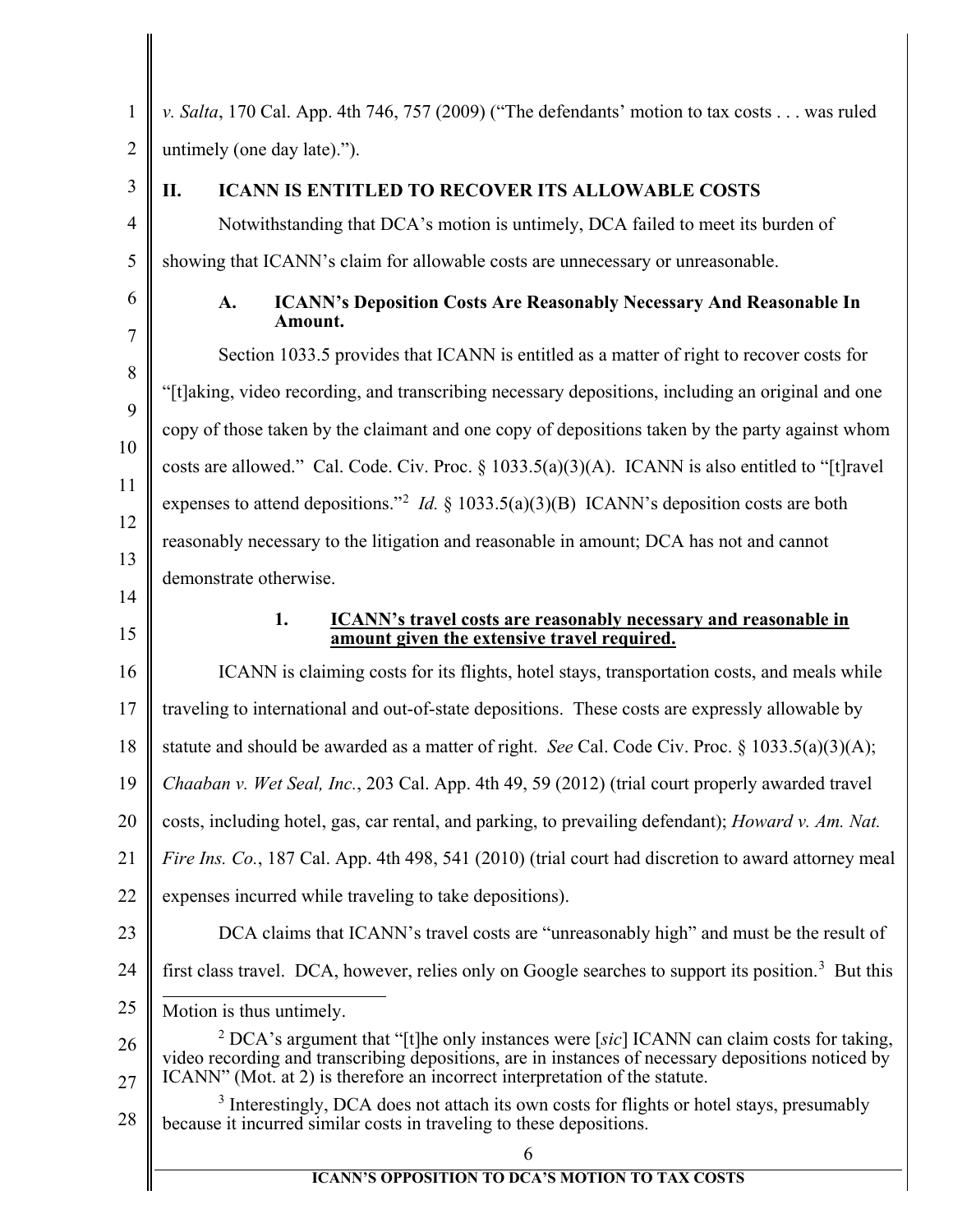*v. Salta*, 170 Cal. App. 4th 746, 757 (2009) ("The defendants' motion to tax costs . . . was ruled untimely (one day late).").

## II. ICANN IS ENTITLED TO RECOVER ITS ALLOWABLE COSTS

Notwithstanding that DCA's motion is untimely, DCA failed to meet its burden of showing that ICANN's claim for allowable costs are unnecessary or unreasonable.

### A. ICANN's Deposition Costs Are Reasonably Necessary And Reasonable In Amount.

Section 1033.5 provides that ICANN is entitled as a matter of right to recover costs for "[t]aking, video recording, and transcribing necessary depositions, including an original and one copy of those taken by the claimant and one copy of depositions taken by the party against whom costs are allowed." Cal. Code. Civ. Proc. § 1033.5(a)(3)(A). ICANN is also entitled to "[t]ravel expenses to attend depositions."[2] *Id.* § 1033.5(a)(3)(B) ICANN's deposition costs are both reasonably necessary to the litigation and reasonable in amount; DCA has not and cannot demonstrate otherwise.

#### 1. __ICANN's travel costs are reasonably necessary and reasonable in amount given the extensive travel required.__

ICANN is claiming costs for its flights, hotel stays, transportation costs, and meals while traveling to international and out-of-state depositions. These costs are expressly allowable by statute and should be awarded as a matter of right. *See* Cal. Code Civ. Proc. § 1033.5(a)(3)(A); *Chaaban v. Wet Seal, Inc.*, 203 Cal. App. 4th 49, 59 (2012) (trial court properly awarded travel costs, including hotel, gas, car rental, and parking, to prevailing defendant); *Howard v. Am. Nat. Fire Ins. Co.*, 187 Cal. App. 4th 498, 541 (2010) (trial court had discretion to award attorney meal expenses incurred while traveling to take depositions).

DCA claims that ICANN's travel costs are "unreasonably high" and must be the result of first class travel. DCA, however, relies only on Google searches to support its position.[3] But this

---

Motion is thus untimely.

[2] DCA's argument that "[t]he only instances were [*sic*] ICANN can claim costs for taking, video recording and transcribing depositions, are in instances of necessary depositions noticed by ICANN" (Mot. at 2) is therefore an incorrect interpretation of the statute.

[3] Interestingly, DCA does not attach its own costs for flights or hotel stays, presumably because it incurred similar costs in traveling to these depositions.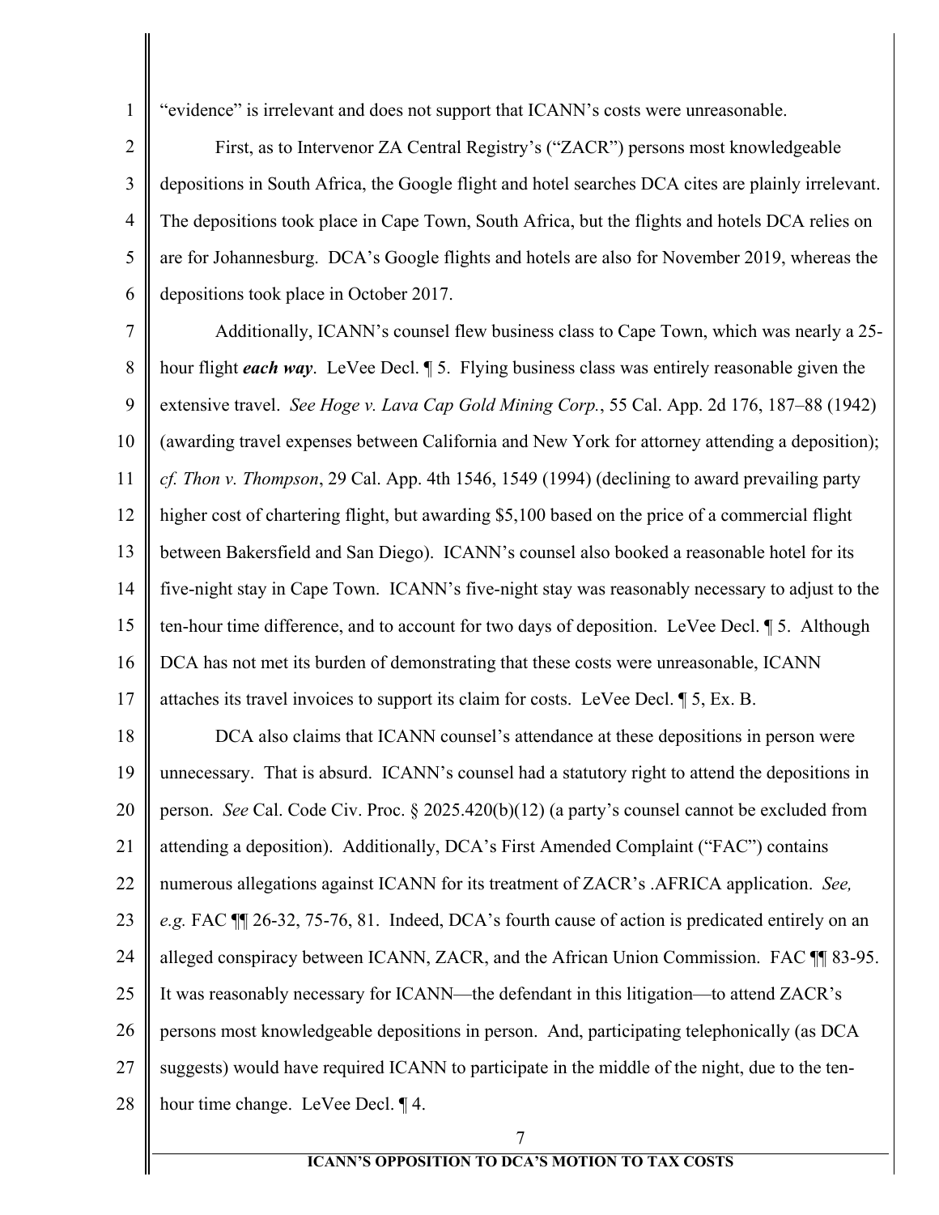"evidence" is irrelevant and does not support that ICANN's costs were unreasonable.

First, as to Intervenor ZA Central Registry's ("ZACR") persons most knowledgeable depositions in South Africa, the Google flight and hotel searches DCA cites are plainly irrelevant. The depositions took place in Cape Town, South Africa, but the flights and hotels DCA relies on are for Johannesburg. DCA's Google flights and hotels are also for November 2019, whereas the depositions took place in October 2017.

Additionally, ICANN's counsel flew business class to Cape Town, which was nearly a 25-hour flight ***each way***. LeVee Decl. ¶ 5. Flying business class was entirely reasonable given the extensive travel. *See Hoge v. Lava Cap Gold Mining Corp.*, 55 Cal. App. 2d 176, 187–88 (1942) (awarding travel expenses between California and New York for attorney attending a deposition); *cf. Thon v. Thompson*, 29 Cal. App. 4th 1546, 1549 (1994) (declining to award prevailing party higher cost of chartering flight, but awarding $5,100 based on the price of a commercial flight between Bakersfield and San Diego). ICANN's counsel also booked a reasonable hotel for its five-night stay in Cape Town. ICANN's five-night stay was reasonably necessary to adjust to the ten-hour time difference, and to account for two days of deposition. LeVee Decl. ¶ 5. Although DCA has not met its burden of demonstrating that these costs were unreasonable, ICANN attaches its travel invoices to support its claim for costs. LeVee Decl. ¶ 5, Ex. B.

DCA also claims that ICANN counsel's attendance at these depositions in person were unnecessary. That is absurd. ICANN's counsel had a statutory right to attend the depositions in person. *See* Cal. Code Civ. Proc. § 2025.420(b)(12) (a party's counsel cannot be excluded from attending a deposition). Additionally, DCA's First Amended Complaint ("FAC") contains numerous allegations against ICANN for its treatment of ZACR's .AFRICA application. *See, e.g.* FAC ¶¶ 26-32, 75-76, 81. Indeed, DCA's fourth cause of action is predicated entirely on an alleged conspiracy between ICANN, ZACR, and the African Union Commission. FAC ¶¶ 83-95. It was reasonably necessary for ICANN—the defendant in this litigation—to attend ZACR's persons most knowledgeable depositions in person. And, participating telephonically (as DCA suggests) would have required ICANN to participate in the middle of the night, due to the ten-hour time change. LeVee Decl. ¶ 4.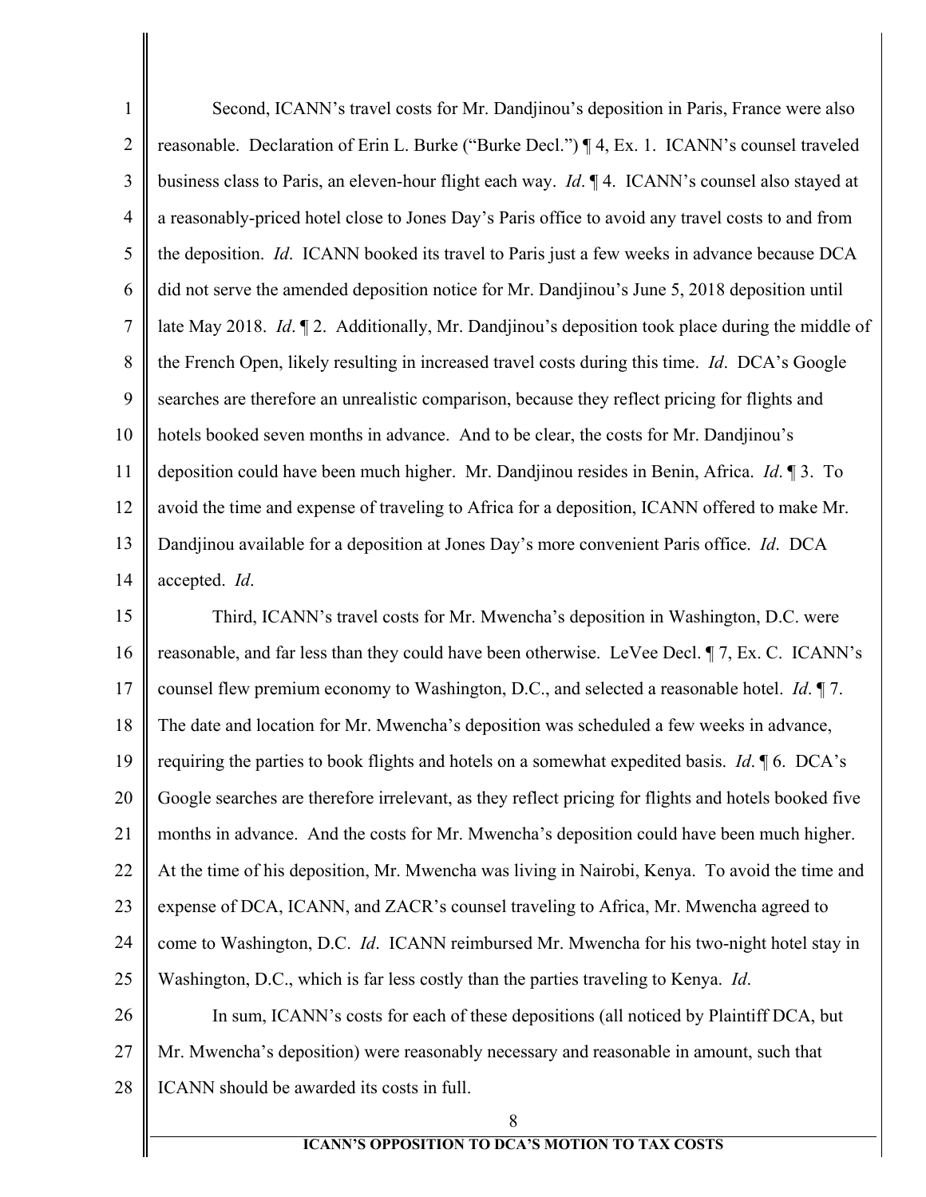Second, ICANN's travel costs for Mr. Dandjinou's deposition in Paris, France were also reasonable. Declaration of Erin L. Burke ("Burke Decl.") ¶ 4, Ex. 1. ICANN's counsel traveled business class to Paris, an eleven-hour flight each way. *Id*. ¶ 4. ICANN's counsel also stayed at a reasonably-priced hotel close to Jones Day's Paris office to avoid any travel costs to and from the deposition. *Id*. ICANN booked its travel to Paris just a few weeks in advance because DCA did not serve the amended deposition notice for Mr. Dandjinou's June 5, 2018 deposition until late May 2018. *Id*. ¶ 2. Additionally, Mr. Dandjinou's deposition took place during the middle of the French Open, likely resulting in increased travel costs during this time. *Id*. DCA's Google searches are therefore an unrealistic comparison, because they reflect pricing for flights and hotels booked seven months in advance. And to be clear, the costs for Mr. Dandjinou's deposition could have been much higher. Mr. Dandjinou resides in Benin, Africa. *Id*. ¶ 3. To avoid the time and expense of traveling to Africa for a deposition, ICANN offered to make Mr. Dandjinou available for a deposition at Jones Day's more convenient Paris office. *Id*. DCA accepted. *Id*.

Third, ICANN's travel costs for Mr. Mwencha's deposition in Washington, D.C. were reasonable, and far less than they could have been otherwise. LeVee Decl. ¶ 7, Ex. C. ICANN's counsel flew premium economy to Washington, D.C., and selected a reasonable hotel. *Id*. ¶ 7. The date and location for Mr. Mwencha's deposition was scheduled a few weeks in advance, requiring the parties to book flights and hotels on a somewhat expedited basis. *Id*. ¶ 6. DCA's Google searches are therefore irrelevant, as they reflect pricing for flights and hotels booked five months in advance. And the costs for Mr. Mwencha's deposition could have been much higher. At the time of his deposition, Mr. Mwencha was living in Nairobi, Kenya. To avoid the time and expense of DCA, ICANN, and ZACR's counsel traveling to Africa, Mr. Mwencha agreed to come to Washington, D.C. *Id*. ICANN reimbursed Mr. Mwencha for his two-night hotel stay in Washington, D.C., which is far less costly than the parties traveling to Kenya. *Id*.

In sum, ICANN's costs for each of these depositions (all noticed by Plaintiff DCA, but Mr. Mwencha's deposition) were reasonably necessary and reasonable in amount, such that ICANN should be awarded its costs in full.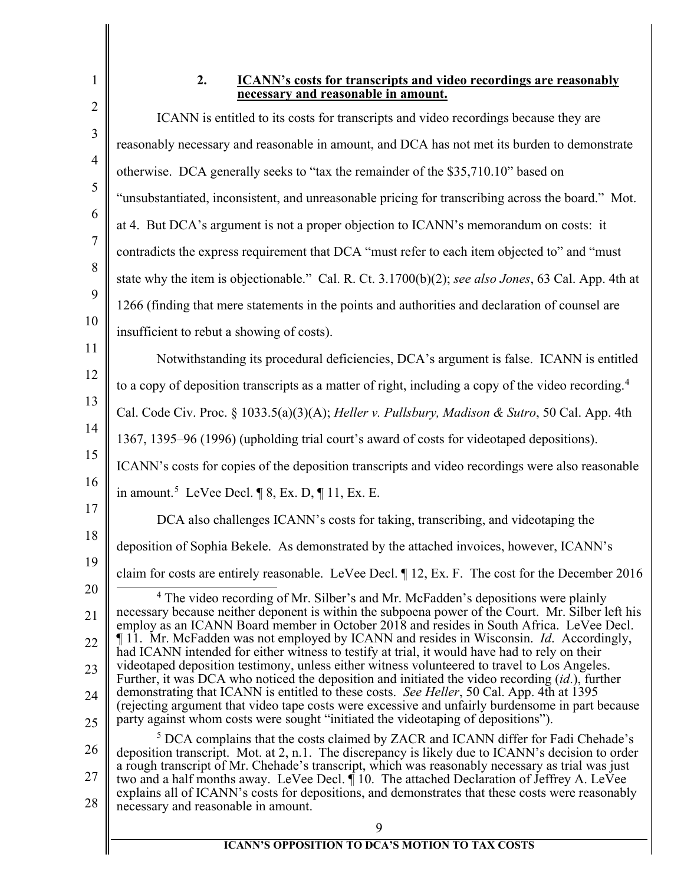### 2. ICANN's costs for transcripts and video recordings are reasonably necessary and reasonable in amount.

ICANN is entitled to its costs for transcripts and video recordings because they are reasonably necessary and reasonable in amount, and DCA has not met its burden to demonstrate otherwise. DCA generally seeks to "tax the remainder of the $35,710.10" based on "unsubstantiated, inconsistent, and unreasonable pricing for transcribing across the board." Mot. at 4. But DCA's argument is not a proper objection to ICANN's memorandum on costs: it contradicts the express requirement that DCA "must refer to each item objected to" and "must state why the item is objectionable." Cal. R. Ct. 3.1700(b)(2); *see also Jones*, 63 Cal. App. 4th at 1266 (finding that mere statements in the points and authorities and declaration of counsel are insufficient to rebut a showing of costs).

Notwithstanding its procedural deficiencies, DCA's argument is false. ICANN is entitled to a copy of deposition transcripts as a matter of right, including a copy of the video recording.[4] Cal. Code Civ. Proc. § 1033.5(a)(3)(A); *Heller v. Pullsbury, Madison & Sutro*, 50 Cal. App. 4th 1367, 1395–96 (1996) (upholding trial court's award of costs for videotaped depositions). ICANN's costs for copies of the deposition transcripts and video recordings were also reasonable in amount.[5] LeVee Decl. ¶ 8, Ex. D, ¶ 11, Ex. E.

DCA also challenges ICANN's costs for taking, transcribing, and videotaping the deposition of Sophia Bekele. As demonstrated by the attached invoices, however, ICANN's claim for costs are entirely reasonable. LeVee Decl. ¶ 12, Ex. F. The cost for the December 2016

---

[4] The video recording of Mr. Silber's and Mr. McFadden's depositions were plainly necessary because neither deponent is within the subpoena power of the Court. Mr. Silber left his employ as an ICANN Board member in October 2018 and resides in South Africa. LeVee Decl. ¶ 11. Mr. McFadden was not employed by ICANN and resides in Wisconsin. *Id*. Accordingly, had ICANN intended for either witness to testify at trial, it would have had to rely on their videotaped deposition testimony, unless either witness volunteered to travel to Los Angeles. Further, it was DCA who noticed the deposition and initiated the video recording (*id*.), further demonstrating that ICANN is entitled to these costs. *See Heller*, 50 Cal. App. 4th at 1395 (rejecting argument that video tape costs were excessive and unfairly burdensome in part because party against whom costs were sought "initiated the videotaping of depositions").

[5] DCA complains that the costs claimed by ZACR and ICANN differ for Fadi Chehade's deposition transcript. Mot. at 2, n.1. The discrepancy is likely due to ICANN's decision to order a rough transcript of Mr. Chehade's transcript, which was reasonably necessary as trial was just two and a half months away. LeVee Decl. ¶ 10. The attached Declaration of Jeffrey A. LeVee explains all of ICANN's costs for depositions, and demonstrates that these costs were reasonably necessary and reasonable in amount.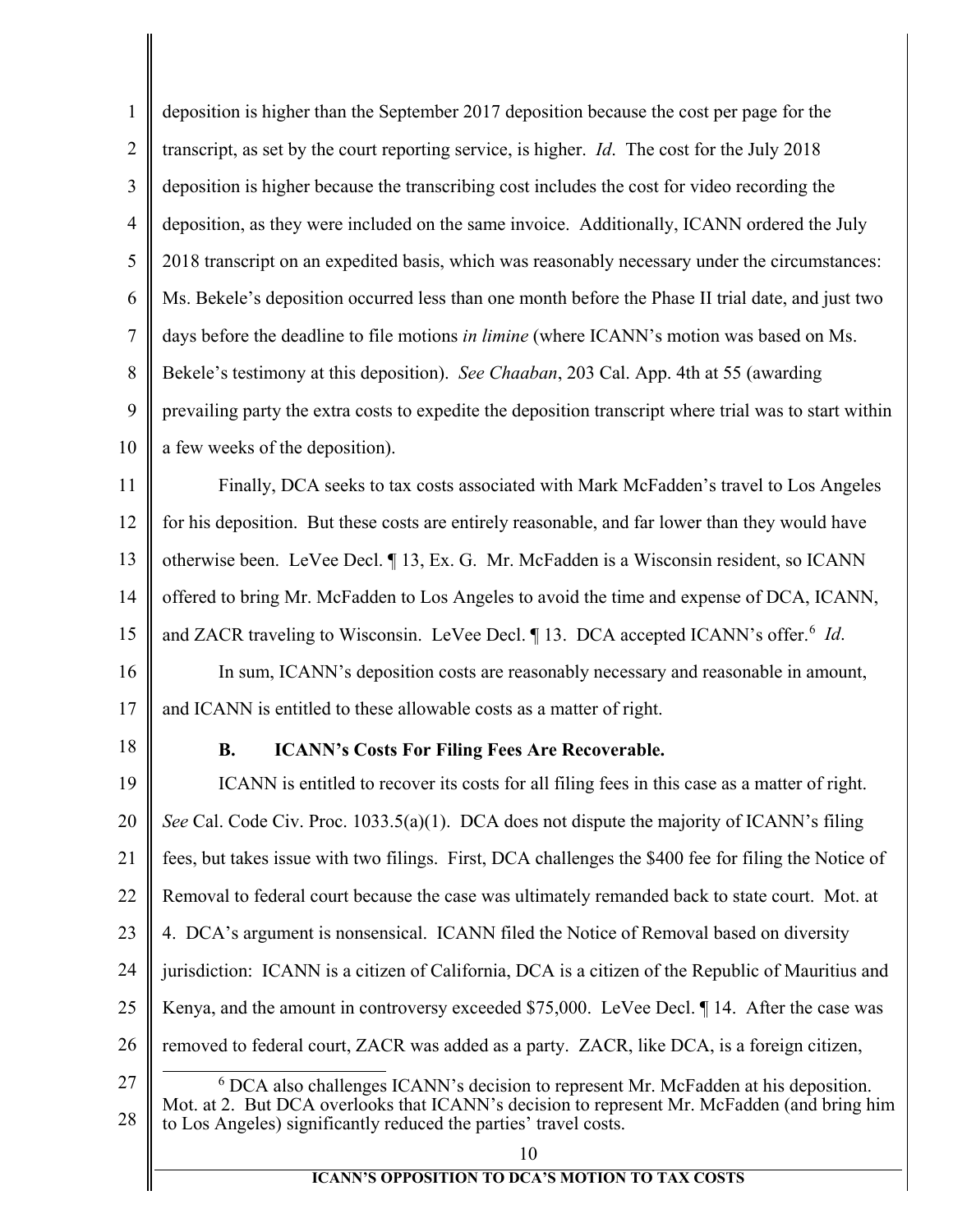deposition is higher than the September 2017 deposition because the cost per page for the transcript, as set by the court reporting service, is higher. *Id*. The cost for the July 2018 deposition is higher because the transcribing cost includes the cost for video recording the deposition, as they were included on the same invoice. Additionally, ICANN ordered the July 2018 transcript on an expedited basis, which was reasonably necessary under the circumstances: Ms. Bekele's deposition occurred less than one month before the Phase II trial date, and just two days before the deadline to file motions *in limine* (where ICANN's motion was based on Ms. Bekele's testimony at this deposition). *See Chaaban*, 203 Cal. App. 4th at 55 (awarding prevailing party the extra costs to expedite the deposition transcript where trial was to start within a few weeks of the deposition).

Finally, DCA seeks to tax costs associated with Mark McFadden's travel to Los Angeles for his deposition. But these costs are entirely reasonable, and far lower than they would have otherwise been. LeVee Decl. ¶ 13, Ex. G. Mr. McFadden is a Wisconsin resident, so ICANN offered to bring Mr. McFadden to Los Angeles to avoid the time and expense of DCA, ICANN, and ZACR traveling to Wisconsin. LeVee Decl. ¶ 13. DCA accepted ICANN's offer.[6] *Id*.

In sum, ICANN's deposition costs are reasonably necessary and reasonable in amount, and ICANN is entitled to these allowable costs as a matter of right.

### B. ICANN's Costs For Filing Fees Are Recoverable.

ICANN is entitled to recover its costs for all filing fees in this case as a matter of right. *See* Cal. Code Civ. Proc. 1033.5(a)(1). DCA does not dispute the majority of ICANN's filing fees, but takes issue with two filings. First, DCA challenges the $400 fee for filing the Notice of Removal to federal court because the case was ultimately remanded back to state court. Mot. at 4. DCA's argument is nonsensical. ICANN filed the Notice of Removal based on diversity jurisdiction: ICANN is a citizen of California, DCA is a citizen of the Republic of Mauritius and Kenya, and the amount in controversy exceeded $75,000. LeVee Decl. ¶ 14. After the case was removed to federal court, ZACR was added as a party. ZACR, like DCA, is a foreign citizen,

[6] DCA also challenges ICANN's decision to represent Mr. McFadden at his deposition. Mot. at 2. But DCA overlooks that ICANN's decision to represent Mr. McFadden (and bring him to Los Angeles) significantly reduced the parties' travel costs.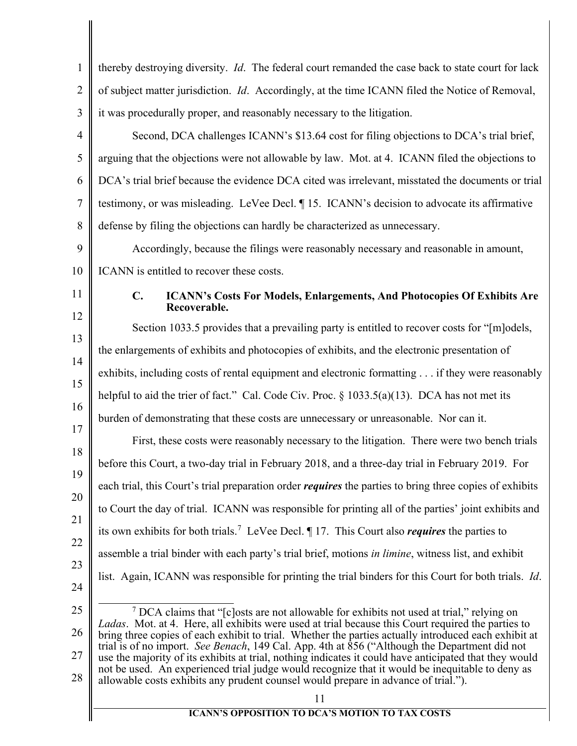thereby destroying diversity. *Id*. The federal court remanded the case back to state court for lack of subject matter jurisdiction. *Id*. Accordingly, at the time ICANN filed the Notice of Removal, it was procedurally proper, and reasonably necessary to the litigation.

Second, DCA challenges ICANN's $13.64 cost for filing objections to DCA's trial brief, arguing that the objections were not allowable by law. Mot. at 4. ICANN filed the objections to DCA's trial brief because the evidence DCA cited was irrelevant, misstated the documents or trial testimony, or was misleading. LeVee Decl. ¶ 15. ICANN's decision to advocate its affirmative defense by filing the objections can hardly be characterized as unnecessary.

Accordingly, because the filings were reasonably necessary and reasonable in amount, ICANN is entitled to recover these costs.

### C. ICANN's Costs For Models, Enlargements, And Photocopies Of Exhibits Are Recoverable.

Section 1033.5 provides that a prevailing party is entitled to recover costs for "[m]odels, the enlargements of exhibits and photocopies of exhibits, and the electronic presentation of exhibits, including costs of rental equipment and electronic formatting . . . if they were reasonably helpful to aid the trier of fact." Cal. Code Civ. Proc. § 1033.5(a)(13). DCA has not met its burden of demonstrating that these costs are unnecessary or unreasonable. Nor can it.

First, these costs were reasonably necessary to the litigation. There were two bench trials before this Court, a two-day trial in February 2018, and a three-day trial in February 2019. For each trial, this Court's trial preparation order ***requires*** the parties to bring three copies of exhibits to Court the day of trial. ICANN was responsible for printing all of the parties' joint exhibits and its own exhibits for both trials.[7] LeVee Decl. ¶ 17. This Court also ***requires*** the parties to assemble a trial binder with each party's trial brief, motions *in limine*, witness list, and exhibit list. Again, ICANN was responsible for printing the trial binders for this Court for both trials. *Id*.

---

[7] DCA claims that "[c]osts are not allowable for exhibits not used at trial," relying on *Ladas*. Mot. at 4. Here, all exhibits were used at trial because this Court required the parties to bring three copies of each exhibit to trial. Whether the parties actually introduced each exhibit at trial is of no import. *See Benach*, 149 Cal. App. 4th at 856 ("Although the Department did not use the majority of its exhibits at trial, nothing indicates it could have anticipated that they would not be used. An experienced trial judge would recognize that it would be inequitable to deny as allowable costs exhibits any prudent counsel would prepare in advance of trial.").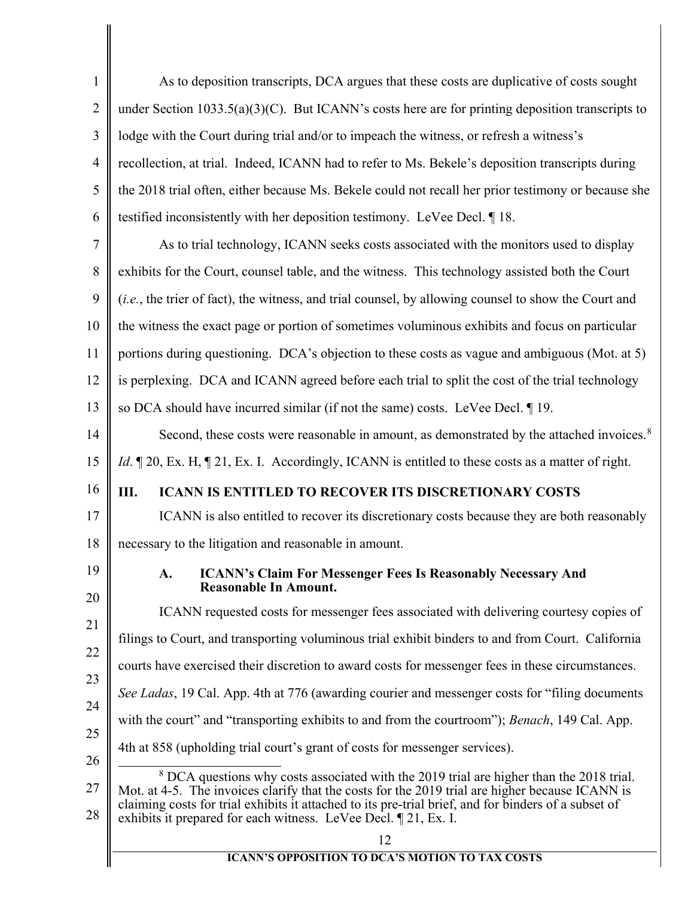As to deposition transcripts, DCA argues that these costs are duplicative of costs sought under Section 1033.5(a)(3)(C). But ICANN's costs here are for printing deposition transcripts to lodge with the Court during trial and/or to impeach the witness, or refresh a witness's recollection, at trial. Indeed, ICANN had to refer to Ms. Bekele's deposition transcripts during the 2018 trial often, either because Ms. Bekele could not recall her prior testimony or because she testified inconsistently with her deposition testimony. LeVee Decl. ¶ 18.

As to trial technology, ICANN seeks costs associated with the monitors used to display exhibits for the Court, counsel table, and the witness. This technology assisted both the Court (*i.e.*, the trier of fact), the witness, and trial counsel, by allowing counsel to show the Court and the witness the exact page or portion of sometimes voluminous exhibits and focus on particular portions during questioning. DCA's objection to these costs as vague and ambiguous (Mot. at 5) is perplexing. DCA and ICANN agreed before each trial to split the cost of the trial technology so DCA should have incurred similar (if not the same) costs. LeVee Decl. ¶ 19.

Second, these costs were reasonable in amount, as demonstrated by the attached invoices.[8] *Id*. ¶ 20, Ex. H, ¶ 21, Ex. I. Accordingly, ICANN is entitled to these costs as a matter of right.

## III. ICANN IS ENTITLED TO RECOVER ITS DISCRETIONARY COSTS

ICANN is also entitled to recover its discretionary costs because they are both reasonably necessary to the litigation and reasonable in amount.

### A. ICANN's Claim For Messenger Fees Is Reasonably Necessary And Reasonable In Amount.

ICANN requested costs for messenger fees associated with delivering courtesy copies of filings to Court, and transporting voluminous trial exhibit binders to and from Court. California courts have exercised their discretion to award costs for messenger fees in these circumstances. *See Ladas*, 19 Cal. App. 4th at 776 (awarding courier and messenger costs for "filing documents with the court" and "transporting exhibits to and from the courtroom"); *Benach*, 149 Cal. App. 4th at 858 (upholding trial court's grant of costs for messenger services).

---

[8] DCA questions why costs associated with the 2019 trial are higher than the 2018 trial. Mot. at 4-5. The invoices clarify that the costs for the 2019 trial are higher because ICANN is claiming costs for trial exhibits it attached to its pre-trial brief, and for binders of a subset of exhibits it prepared for each witness. LeVee Decl. ¶ 21, Ex. I.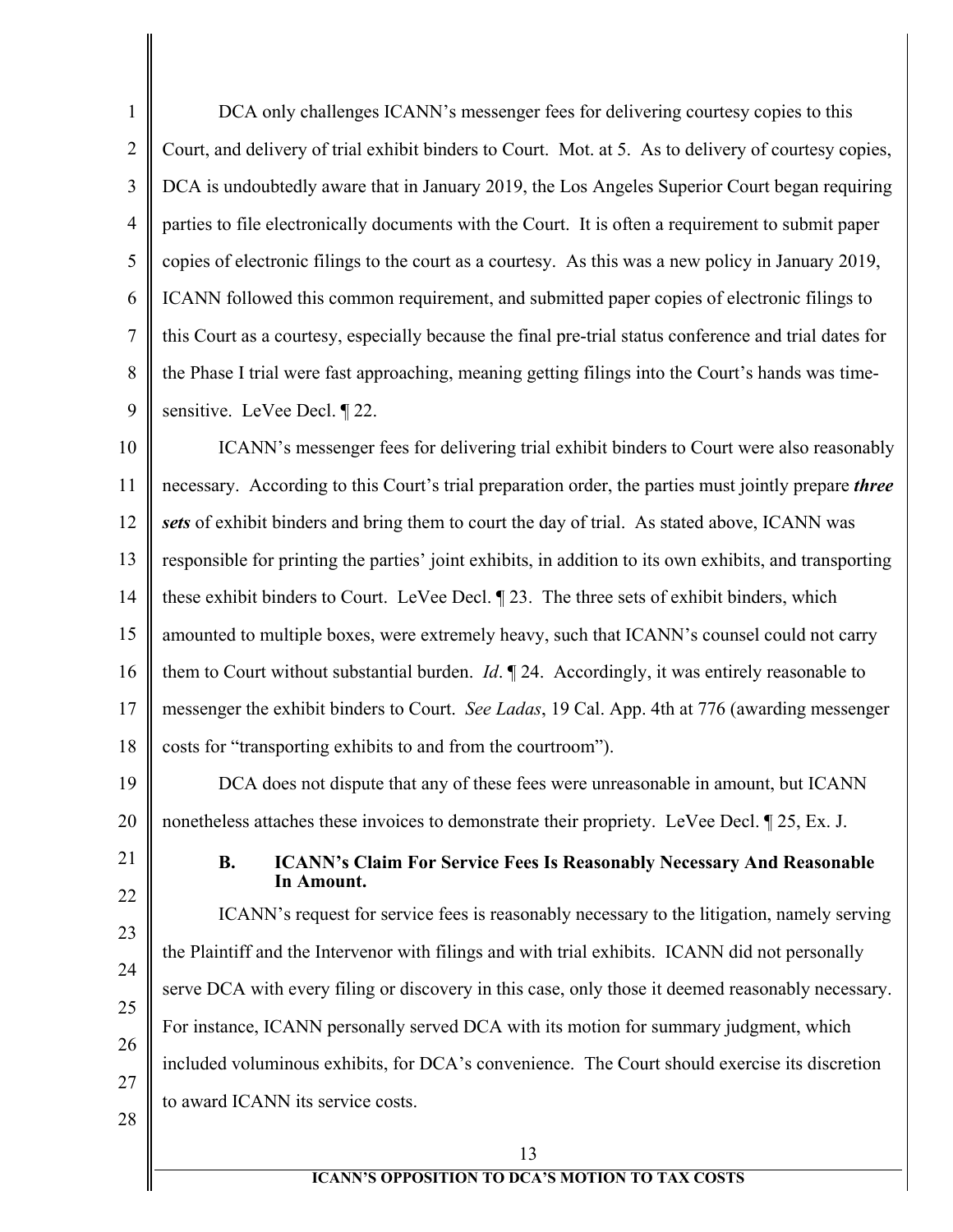DCA only challenges ICANN's messenger fees for delivering courtesy copies to this Court, and delivery of trial exhibit binders to Court. Mot. at 5. As to delivery of courtesy copies, DCA is undoubtedly aware that in January 2019, the Los Angeles Superior Court began requiring parties to file electronically documents with the Court. It is often a requirement to submit paper copies of electronic filings to the court as a courtesy. As this was a new policy in January 2019, ICANN followed this common requirement, and submitted paper copies of electronic filings to this Court as a courtesy, especially because the final pre-trial status conference and trial dates for the Phase I trial were fast approaching, meaning getting filings into the Court's hands was time-sensitive. LeVee Decl. ¶ 22.

ICANN's messenger fees for delivering trial exhibit binders to Court were also reasonably necessary. According to this Court's trial preparation order, the parties must jointly prepare ***three sets*** of exhibit binders and bring them to court the day of trial. As stated above, ICANN was responsible for printing the parties' joint exhibits, in addition to its own exhibits, and transporting these exhibit binders to Court. LeVee Decl. ¶ 23. The three sets of exhibit binders, which amounted to multiple boxes, were extremely heavy, such that ICANN's counsel could not carry them to Court without substantial burden. *Id*. ¶ 24. Accordingly, it was entirely reasonable to messenger the exhibit binders to Court. *See Ladas*, 19 Cal. App. 4th at 776 (awarding messenger costs for "transporting exhibits to and from the courtroom").

DCA does not dispute that any of these fees were unreasonable in amount, but ICANN nonetheless attaches these invoices to demonstrate their propriety. LeVee Decl. ¶ 25, Ex. J.

### B. ICANN's Claim For Service Fees Is Reasonably Necessary And Reasonable In Amount.

ICANN's request for service fees is reasonably necessary to the litigation, namely serving the Plaintiff and the Intervenor with filings and with trial exhibits. ICANN did not personally serve DCA with every filing or discovery in this case, only those it deemed reasonably necessary. For instance, ICANN personally served DCA with its motion for summary judgment, which included voluminous exhibits, for DCA's convenience. The Court should exercise its discretion to award ICANN its service costs.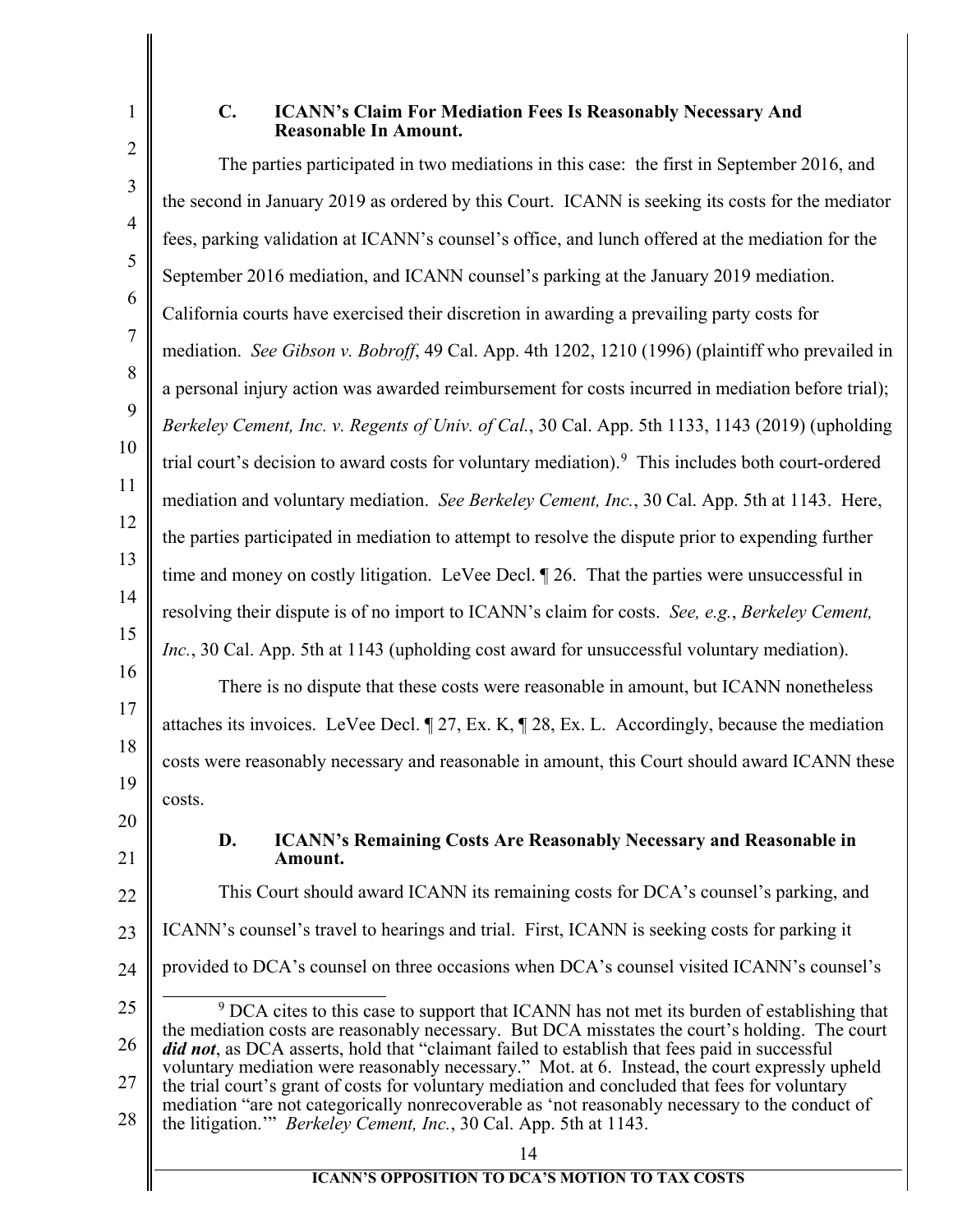### C. ICANN's Claim For Mediation Fees Is Reasonably Necessary And Reasonable In Amount.

The parties participated in two mediations in this case: the first in September 2016, and the second in January 2019 as ordered by this Court. ICANN is seeking its costs for the mediator fees, parking validation at ICANN's counsel's office, and lunch offered at the mediation for the September 2016 mediation, and ICANN counsel's parking at the January 2019 mediation. California courts have exercised their discretion in awarding a prevailing party costs for mediation. *See Gibson v. Bobroff*, 49 Cal. App. 4th 1202, 1210 (1996) (plaintiff who prevailed in a personal injury action was awarded reimbursement for costs incurred in mediation before trial); *Berkeley Cement, Inc. v. Regents of Univ. of Cal.*, 30 Cal. App. 5th 1133, 1143 (2019) (upholding trial court's decision to award costs for voluntary mediation).[9] This includes both court-ordered mediation and voluntary mediation. *See Berkeley Cement, Inc.*, 30 Cal. App. 5th at 1143. Here, the parties participated in mediation to attempt to resolve the dispute prior to expending further time and money on costly litigation. LeVee Decl. ¶ 26. That the parties were unsuccessful in resolving their dispute is of no import to ICANN's claim for costs. *See, e.g.*, *Berkeley Cement, Inc.*, 30 Cal. App. 5th at 1143 (upholding cost award for unsuccessful voluntary mediation).

There is no dispute that these costs were reasonable in amount, but ICANN nonetheless attaches its invoices. LeVee Decl. ¶ 27, Ex. K, ¶ 28, Ex. L. Accordingly, because the mediation costs were reasonably necessary and reasonable in amount, this Court should award ICANN these costs.

### D. ICANN's Remaining Costs Are Reasonably Necessary and Reasonable in Amount.

This Court should award ICANN its remaining costs for DCA's counsel's parking, and ICANN's counsel's travel to hearings and trial. First, ICANN is seeking costs for parking it provided to DCA's counsel on three occasions when DCA's counsel visited ICANN's counsel's

---

[9] DCA cites to this case to support that ICANN has not met its burden of establishing that the mediation costs are reasonably necessary. But DCA misstates the court's holding. The court ***did not***, as DCA asserts, hold that "claimant failed to establish that fees paid in successful voluntary mediation were reasonably necessary." Mot. at 6. Instead, the court expressly upheld the trial court's grant of costs for voluntary mediation and concluded that fees for voluntary mediation "are not categorically nonrecoverable as 'not reasonably necessary to the conduct of the litigation.'" *Berkeley Cement, Inc.*, 30 Cal. App. 5th at 1143.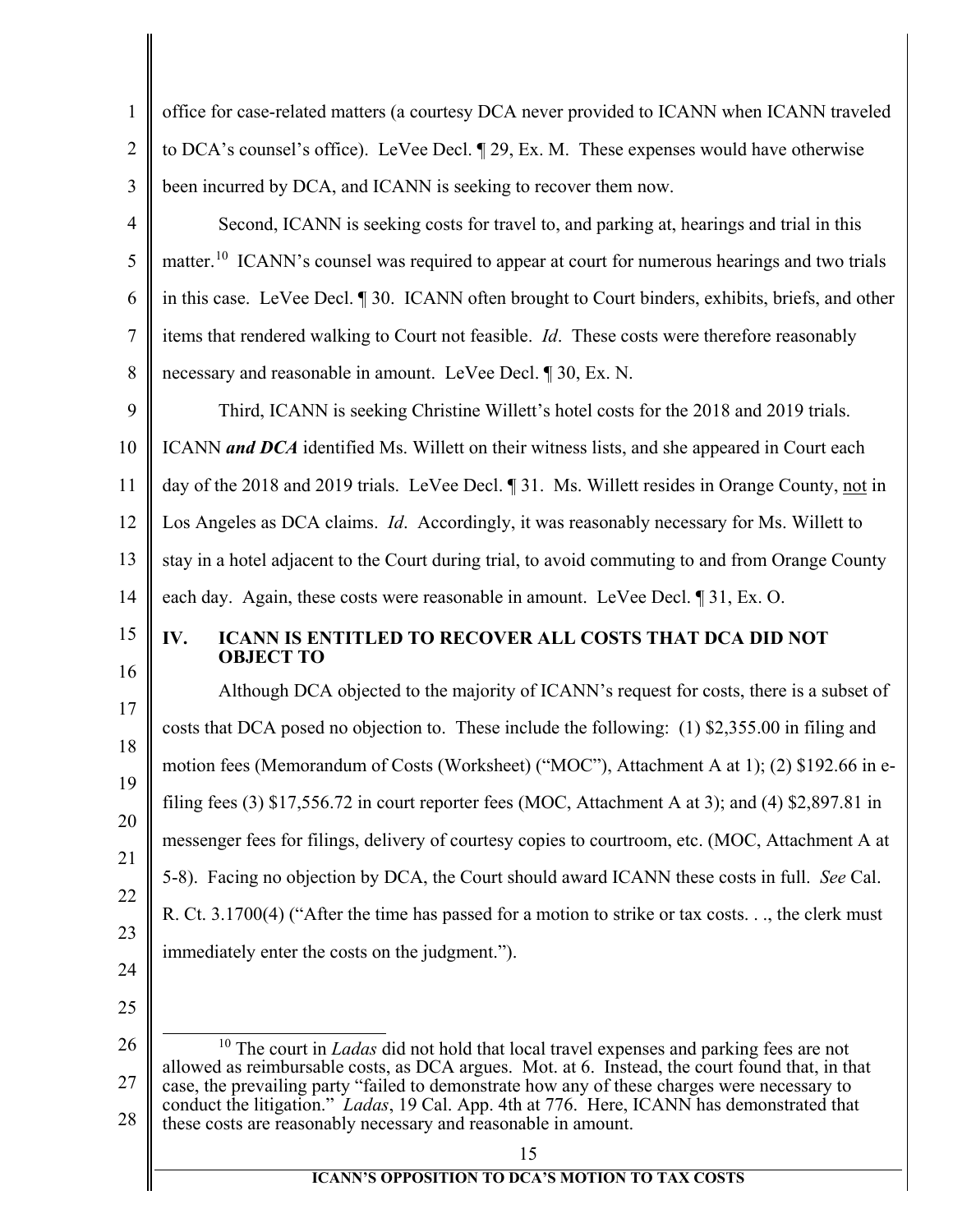office for case-related matters (a courtesy DCA never provided to ICANN when ICANN traveled to DCA's counsel's office). LeVee Decl. ¶ 29, Ex. M. These expenses would have otherwise been incurred by DCA, and ICANN is seeking to recover them now.

Second, ICANN is seeking costs for travel to, and parking at, hearings and trial in this matter.[10] ICANN's counsel was required to appear at court for numerous hearings and two trials in this case. LeVee Decl. ¶ 30. ICANN often brought to Court binders, exhibits, briefs, and other items that rendered walking to Court not feasible. *Id*. These costs were therefore reasonably necessary and reasonable in amount. LeVee Decl. ¶ 30, Ex. N.

Third, ICANN is seeking Christine Willett's hotel costs for the 2018 and 2019 trials. ICANN ***and DCA*** identified Ms. Willett on their witness lists, and she appeared in Court each day of the 2018 and 2019 trials. LeVee Decl. ¶ 31. Ms. Willett resides in Orange County, <u>not</u> in Los Angeles as DCA claims. *Id*. Accordingly, it was reasonably necessary for Ms. Willett to stay in a hotel adjacent to the Court during trial, to avoid commuting to and from Orange County each day. Again, these costs were reasonable in amount. LeVee Decl. ¶ 31, Ex. O.

## IV. ICANN IS ENTITLED TO RECOVER ALL COSTS THAT DCA DID NOT OBJECT TO

Although DCA objected to the majority of ICANN's request for costs, there is a subset of costs that DCA posed no objection to. These include the following: (1) $2,355.00 in filing and motion fees (Memorandum of Costs (Worksheet) ("MOC"), Attachment A at 1); (2) $192.66 in e-filing fees (3) $17,556.72 in court reporter fees (MOC, Attachment A at 3); and (4) $2,897.81 in messenger fees for filings, delivery of courtesy copies to courtroom, etc. (MOC, Attachment A at 5-8). Facing no objection by DCA, the Court should award ICANN these costs in full. *See* Cal. R. Ct. 3.1700(4) ("After the time has passed for a motion to strike or tax costs. . ., the clerk must immediately enter the costs on the judgment.").

---

[10] The court in *Ladas* did not hold that local travel expenses and parking fees are not allowed as reimbursable costs, as DCA argues. Mot. at 6. Instead, the court found that, in that case, the prevailing party "failed to demonstrate how any of these charges were necessary to conduct the litigation." *Ladas*, 19 Cal. App. 4th at 776. Here, ICANN has demonstrated that these costs are reasonably necessary and reasonable in amount.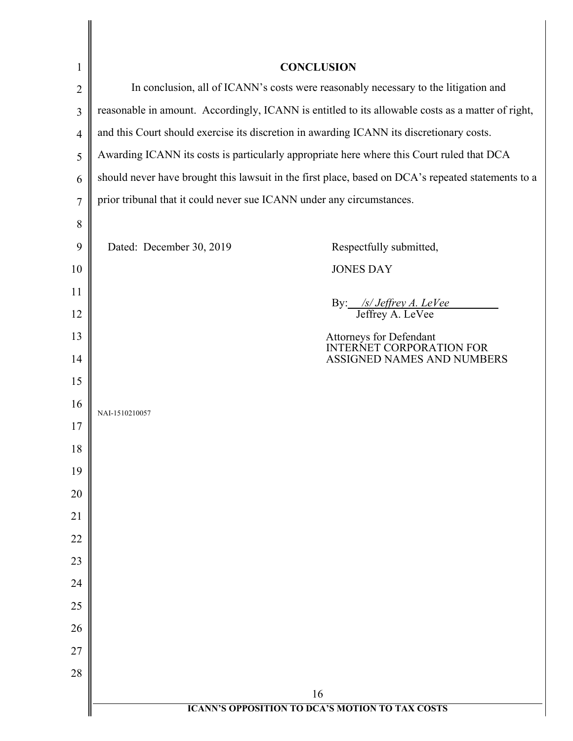## CONCLUSION

In conclusion, all of ICANN's costs were reasonably necessary to the litigation and reasonable in amount. Accordingly, ICANN is entitled to its allowable costs as a matter of right, and this Court should exercise its discretion in awarding ICANN its discretionary costs. Awarding ICANN its costs is particularly appropriate here where this Court ruled that DCA should never have brought this lawsuit in the first place, based on DCA's repeated statements to a prior tribunal that it could never sue ICANN under any circumstances.

Dated: December 30, 2019

Respectfully submitted,

JONES DAY

By: */s/ Jeffrey A. LeVee*
Jeffrey A. LeVee

Attorneys for Defendant
INTERNET CORPORATION FOR ASSIGNED NAMES AND NUMBERS

NAI-1510210057